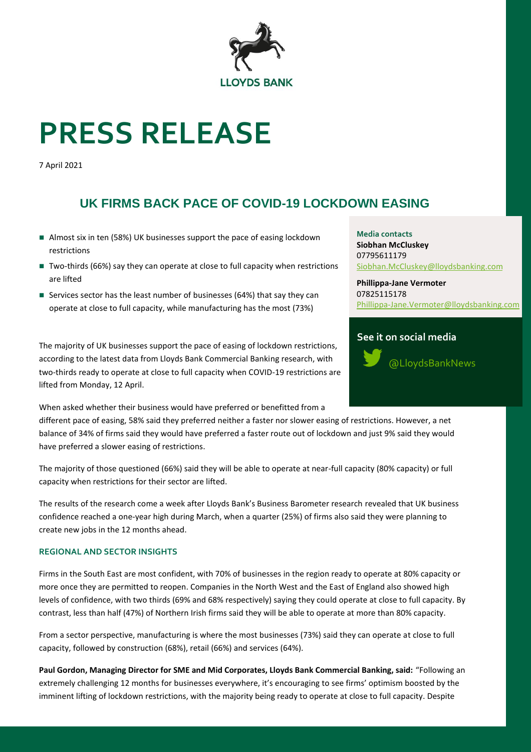LLOYDS BANK

# PRESS RELEASE

7 April 2021

## UK FIRMS BACK PACE OF COVID-19 LOCKDOWN EASING

- Almost six in ten (58%) UK businesses support the pace of easing lockdown restrictions
- Two-thirds (66%) say they can operate at close to full capacity when restrictions are lifted
- Services sector has the least number of businesses (64%) that say they can operate at close to full capacity, while manufacturing has the most (73%)

**Media contacts**
**Siobhan McCluskey**
07795611179
Siobhan.McCluskey@lloydsbanking.com

**Phillippa-Jane Vermoter**
07825115178
Phillippa-Jane.Vermoter@lloydsbanking.com

**See it on social media**

@LloydsBankNews

The majority of UK businesses support the pace of easing of lockdown restrictions, according to the latest data from Lloyds Bank Commercial Banking research, with two-thirds ready to operate at close to full capacity when COVID-19 restrictions are lifted from Monday, 12 April.

When asked whether their business would have preferred or benefitted from a different pace of easing, 58% said they preferred neither a faster nor slower easing of restrictions. However, a net balance of 34% of firms said they would have preferred a faster route out of lockdown and just 9% said they would have preferred a slower easing of restrictions.

The majority of those questioned (66%) said they will be able to operate at near-full capacity (80% capacity) or full capacity when restrictions for their sector are lifted.

The results of the research come a week after Lloyds Bank's Business Barometer research revealed that UK business confidence reached a one-year high during March, when a quarter (25%) of firms also said they were planning to create new jobs in the 12 months ahead.

### REGIONAL AND SECTOR INSIGHTS

Firms in the South East are most confident, with 70% of businesses in the region ready to operate at 80% capacity or more once they are permitted to reopen. Companies in the North West and the East of England also showed high levels of confidence, with two thirds (69% and 68% respectively) saying they could operate at close to full capacity. By contrast, less than half (47%) of Northern Irish firms said they will be able to operate at more than 80% capacity.

From a sector perspective, manufacturing is where the most businesses (73%) said they can operate at close to full capacity, followed by construction (68%), retail (66%) and services (64%).

**Paul Gordon, Managing Director for SME and Mid Corporates, Lloyds Bank Commercial Banking, said:** "Following an extremely challenging 12 months for businesses everywhere, it's encouraging to see firms' optimism boosted by the imminent lifting of lockdown restrictions, with the majority being ready to operate at close to full capacity. Despite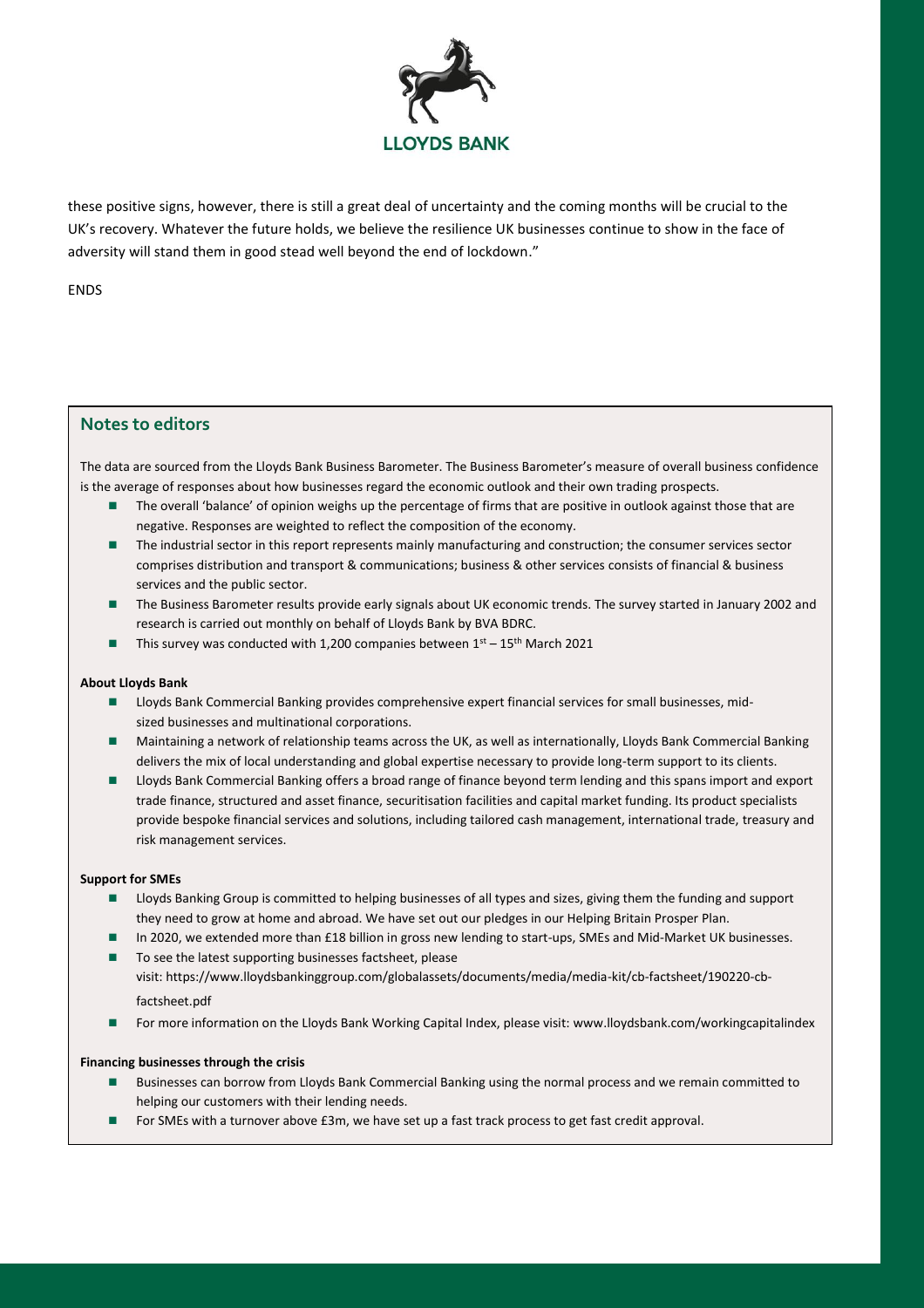these positive signs, however, there is still a great deal of uncertainty and the coming months will be crucial to the UK's recovery. Whatever the future holds, we believe the resilience UK businesses continue to show in the face of adversity will stand them in good stead well beyond the end of lockdown."

ENDS

## Notes to editors

The data are sourced from the Lloyds Bank Business Barometer. The Business Barometer's measure of overall business confidence is the average of responses about how businesses regard the economic outlook and their own trading prospects.

- The overall 'balance' of opinion weighs up the percentage of firms that are positive in outlook against those that are negative. Responses are weighted to reflect the composition of the economy.
- The industrial sector in this report represents mainly manufacturing and construction; the consumer services sector comprises distribution and transport & communications; business & other services consists of financial & business services and the public sector.
- The Business Barometer results provide early signals about UK economic trends. The survey started in January 2002 and research is carried out monthly on behalf of Lloyds Bank by BVA BDRC.
- This survey was conducted with 1,200 companies between 1st – 15th March 2021

**About Lloyds Bank**

- Lloyds Bank Commercial Banking provides comprehensive expert financial services for small businesses, mid-sized businesses and multinational corporations.
- Maintaining a network of relationship teams across the UK, as well as internationally, Lloyds Bank Commercial Banking delivers the mix of local understanding and global expertise necessary to provide long-term support to its clients.
- Lloyds Bank Commercial Banking offers a broad range of finance beyond term lending and this spans import and export trade finance, structured and asset finance, securitisation facilities and capital market funding. Its product specialists provide bespoke financial services and solutions, including tailored cash management, international trade, treasury and risk management services.

**Support for SMEs**

- Lloyds Banking Group is committed to helping businesses of all types and sizes, giving them the funding and support they need to grow at home and abroad. We have set out our pledges in our Helping Britain Prosper Plan.
- In 2020, we extended more than £18 billion in gross new lending to start-ups, SMEs and Mid-Market UK businesses.
- To see the latest supporting businesses factsheet, please visit: https://www.lloydsbankinggroup.com/globalassets/documents/media/media-kit/cb-factsheet/190220-cb-factsheet.pdf
- For more information on the Lloyds Bank Working Capital Index, please visit: www.lloydsbank.com/workingcapitalindex

**Financing businesses through the crisis**

- Businesses can borrow from Lloyds Bank Commercial Banking using the normal process and we remain committed to helping our customers with their lending needs.
- For SMEs with a turnover above £3m, we have set up a fast track process to get fast credit approval.